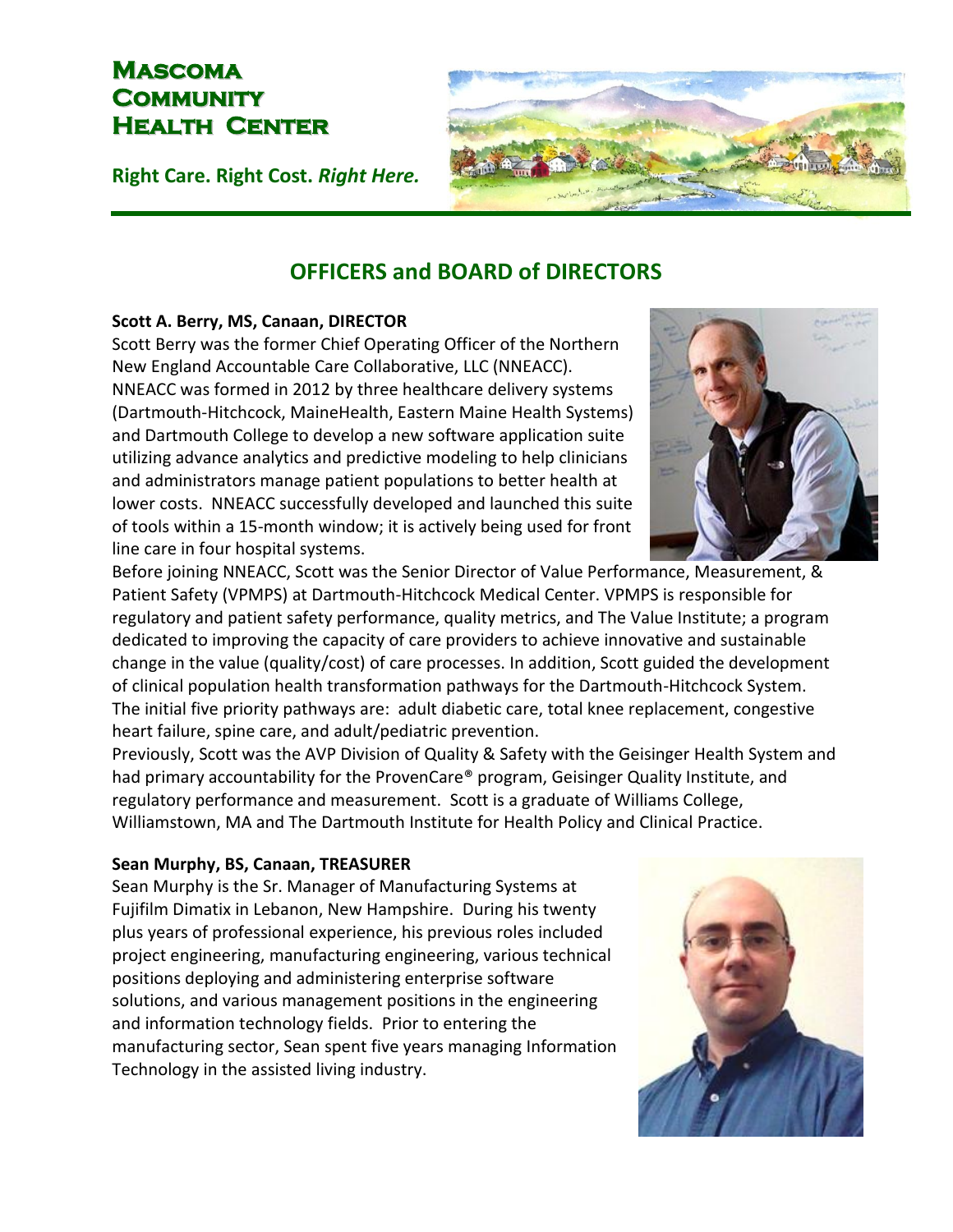# Mascoma Community Health Center

**Right Care. Right Cost.** ***Right Here.***

## OFFICERS and BOARD of DIRECTORS

**Scott A. Berry, MS, Canaan, DIRECTOR**

Scott Berry was the former Chief Operating Officer of the Northern New England Accountable Care Collaborative, LLC (NNEACC). NNEACC was formed in 2012 by three healthcare delivery systems (Dartmouth-Hitchcock, MaineHealth, Eastern Maine Health Systems) and Dartmouth College to develop a new software application suite utilizing advance analytics and predictive modeling to help clinicians and administrators manage patient populations to better health at lower costs. NNEACC successfully developed and launched this suite of tools within a 15-month window; it is actively being used for front line care in four hospital systems.

Before joining NNEACC, Scott was the Senior Director of Value Performance, Measurement, & Patient Safety (VPMPS) at Dartmouth-Hitchcock Medical Center. VPMPS is responsible for regulatory and patient safety performance, quality metrics, and The Value Institute; a program dedicated to improving the capacity of care providers to achieve innovative and sustainable change in the value (quality/cost) of care processes. In addition, Scott guided the development of clinical population health transformation pathways for the Dartmouth-Hitchcock System. The initial five priority pathways are: adult diabetic care, total knee replacement, congestive heart failure, spine care, and adult/pediatric prevention.

Previously, Scott was the AVP Division of Quality & Safety with the Geisinger Health System and had primary accountability for the ProvenCare® program, Geisinger Quality Institute, and regulatory performance and measurement. Scott is a graduate of Williams College, Williamstown, MA and The Dartmouth Institute for Health Policy and Clinical Practice.

**Sean Murphy, BS, Canaan, TREASURER**

Sean Murphy is the Sr. Manager of Manufacturing Systems at Fujifilm Dimatix in Lebanon, New Hampshire. During his twenty plus years of professional experience, his previous roles included project engineering, manufacturing engineering, various technical positions deploying and administering enterprise software solutions, and various management positions in the engineering and information technology fields. Prior to entering the manufacturing sector, Sean spent five years managing Information Technology in the assisted living industry.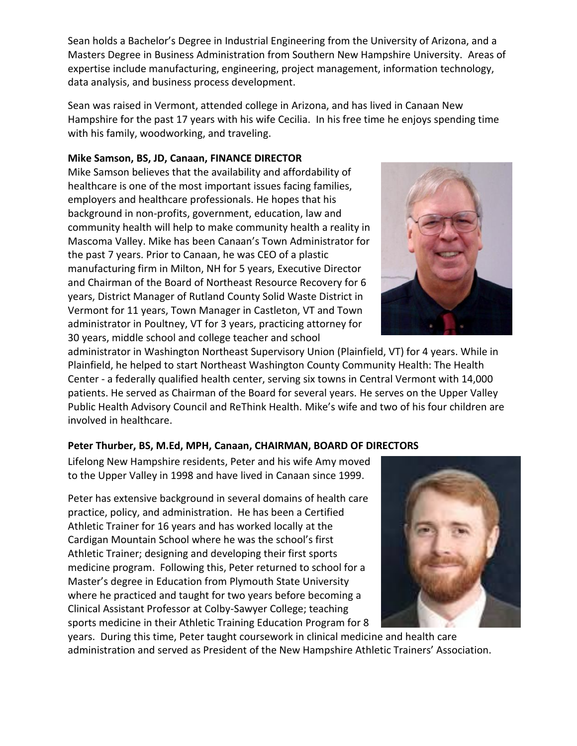Sean holds a Bachelor's Degree in Industrial Engineering from the University of Arizona, and a Masters Degree in Business Administration from Southern New Hampshire University. Areas of expertise include manufacturing, engineering, project management, information technology, data analysis, and business process development.

Sean was raised in Vermont, attended college in Arizona, and has lived in Canaan New Hampshire for the past 17 years with his wife Cecilia. In his free time he enjoys spending time with his family, woodworking, and traveling.

**Mike Samson, BS, JD, Canaan, FINANCE DIRECTOR**

Mike Samson believes that the availability and affordability of healthcare is one of the most important issues facing families, employers and healthcare professionals. He hopes that his background in non-profits, government, education, law and community health will help to make community health a reality in Mascoma Valley. Mike has been Canaan's Town Administrator for the past 7 years. Prior to Canaan, he was CEO of a plastic manufacturing firm in Milton, NH for 5 years, Executive Director and Chairman of the Board of Northeast Resource Recovery for 6 years, District Manager of Rutland County Solid Waste District in Vermont for 11 years, Town Manager in Castleton, VT and Town administrator in Poultney, VT for 3 years, practicing attorney for 30 years, middle school and college teacher and school administrator in Washington Northeast Supervisory Union (Plainfield, VT) for 4 years. While in Plainfield, he helped to start Northeast Washington County Community Health: The Health Center - a federally qualified health center, serving six towns in Central Vermont with 14,000 patients. He served as Chairman of the Board for several years. He serves on the Upper Valley Public Health Advisory Council and ReThink Health. Mike's wife and two of his four children are involved in healthcare.

**Peter Thurber, BS, M.Ed, MPH, Canaan, CHAIRMAN, BOARD OF DIRECTORS**

Lifelong New Hampshire residents, Peter and his wife Amy moved to the Upper Valley in 1998 and have lived in Canaan since 1999.

Peter has extensive background in several domains of health care practice, policy, and administration. He has been a Certified Athletic Trainer for 16 years and has worked locally at the Cardigan Mountain School where he was the school's first Athletic Trainer; designing and developing their first sports medicine program. Following this, Peter returned to school for a Master's degree in Education from Plymouth State University where he practiced and taught for two years before becoming a Clinical Assistant Professor at Colby-Sawyer College; teaching sports medicine in their Athletic Training Education Program for 8 years. During this time, Peter taught coursework in clinical medicine and health care administration and served as President of the New Hampshire Athletic Trainers' Association.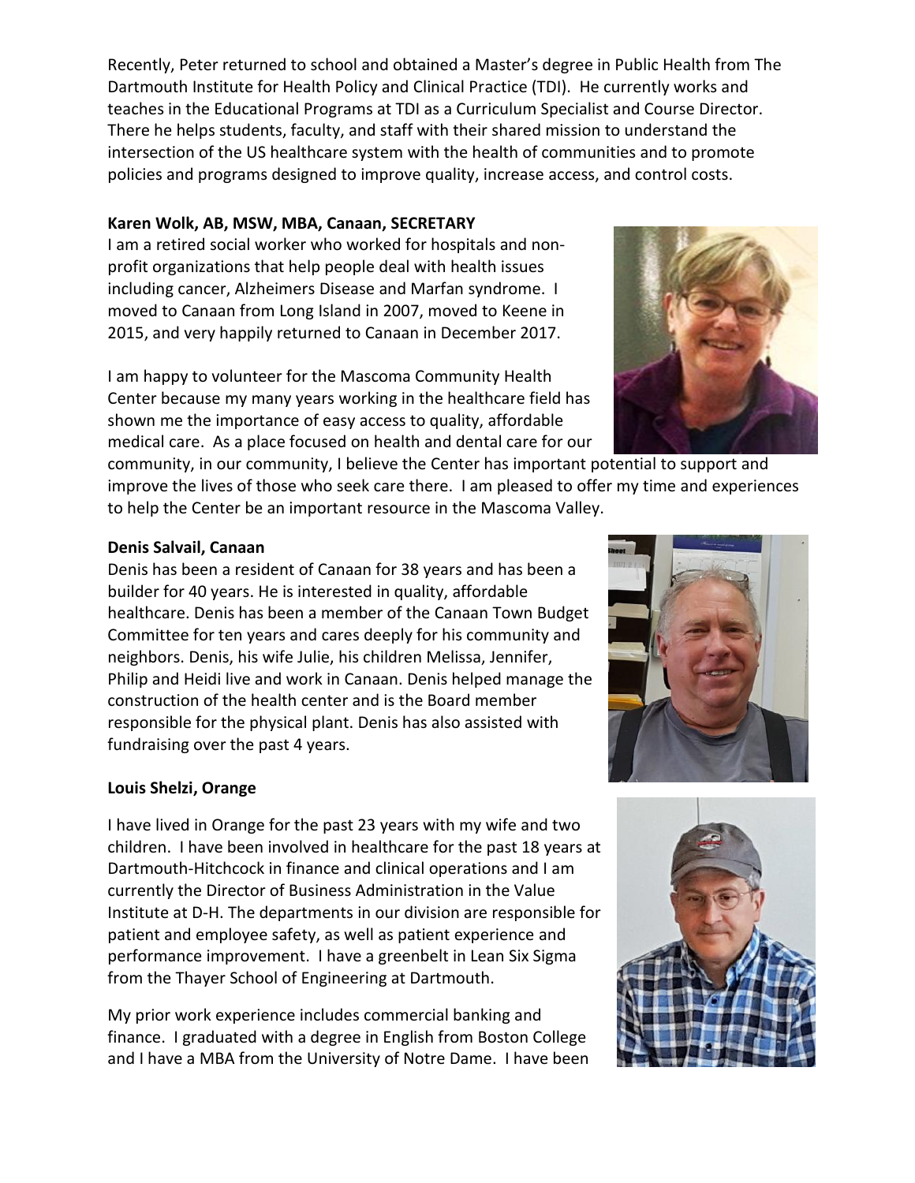Recently, Peter returned to school and obtained a Master's degree in Public Health from The Dartmouth Institute for Health Policy and Clinical Practice (TDI). He currently works and teaches in the Educational Programs at TDI as a Curriculum Specialist and Course Director. There he helps students, faculty, and staff with their shared mission to understand the intersection of the US healthcare system with the health of communities and to promote policies and programs designed to improve quality, increase access, and control costs.

**Karen Wolk, AB, MSW, MBA, Canaan, SECRETARY**

I am a retired social worker who worked for hospitals and non-profit organizations that help people deal with health issues including cancer, Alzheimers Disease and Marfan syndrome. I moved to Canaan from Long Island in 2007, moved to Keene in 2015, and very happily returned to Canaan in December 2017.

I am happy to volunteer for the Mascoma Community Health Center because my many years working in the healthcare field has shown me the importance of easy access to quality, affordable medical care. As a place focused on health and dental care for our community, in our community, I believe the Center has important potential to support and improve the lives of those who seek care there. I am pleased to offer my time and experiences to help the Center be an important resource in the Mascoma Valley.

**Denis Salvail, Canaan**

Denis has been a resident of Canaan for 38 years and has been a builder for 40 years. He is interested in quality, affordable healthcare. Denis has been a member of the Canaan Town Budget Committee for ten years and cares deeply for his community and neighbors. Denis, his wife Julie, his children Melissa, Jennifer, Philip and Heidi live and work in Canaan. Denis helped manage the construction of the health center and is the Board member responsible for the physical plant. Denis has also assisted with fundraising over the past 4 years.

**Louis Shelzi, Orange**

I have lived in Orange for the past 23 years with my wife and two children. I have been involved in healthcare for the past 18 years at Dartmouth-Hitchcock in finance and clinical operations and I am currently the Director of Business Administration in the Value Institute at D-H. The departments in our division are responsible for patient and employee safety, as well as patient experience and performance improvement. I have a greenbelt in Lean Six Sigma from the Thayer School of Engineering at Dartmouth.

My prior work experience includes commercial banking and finance. I graduated with a degree in English from Boston College and I have a MBA from the University of Notre Dame. I have been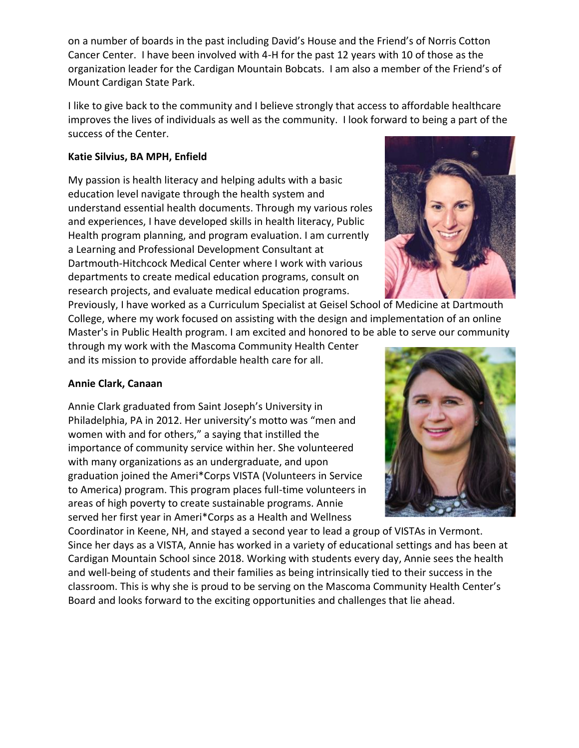on a number of boards in the past including David's House and the Friend's of Norris Cotton Cancer Center. I have been involved with 4-H for the past 12 years with 10 of those as the organization leader for the Cardigan Mountain Bobcats. I am also a member of the Friend's of Mount Cardigan State Park.

I like to give back to the community and I believe strongly that access to affordable healthcare improves the lives of individuals as well as the community. I look forward to being a part of the success of the Center.

**Katie Silvius, BA MPH, Enfield**

My passion is health literacy and helping adults with a basic education level navigate through the health system and understand essential health documents. Through my various roles and experiences, I have developed skills in health literacy, Public Health program planning, and program evaluation. I am currently a Learning and Professional Development Consultant at Dartmouth-Hitchcock Medical Center where I work with various departments to create medical education programs, consult on research projects, and evaluate medical education programs. Previously, I have worked as a Curriculum Specialist at Geisel School of Medicine at Dartmouth College, where my work focused on assisting with the design and implementation of an online Master's in Public Health program. I am excited and honored to be able to serve our community through my work with the Mascoma Community Health Center and its mission to provide affordable health care for all.

**Annie Clark, Canaan**

Annie Clark graduated from Saint Joseph's University in Philadelphia, PA in 2012. Her university's motto was "men and women with and for others," a saying that instilled the importance of community service within her. She volunteered with many organizations as an undergraduate, and upon graduation joined the Ameri*Corps VISTA (Volunteers in Service to America) program. This program places full-time volunteers in areas of high poverty to create sustainable programs. Annie served her first year in Ameri*Corps as a Health and Wellness Coordinator in Keene, NH, and stayed a second year to lead a group of VISTAs in Vermont. Since her days as a VISTA, Annie has worked in a variety of educational settings and has been at Cardigan Mountain School since 2018. Working with students every day, Annie sees the health and well-being of students and their families as being intrinsically tied to their success in the classroom. This is why she is proud to be serving on the Mascoma Community Health Center's Board and looks forward to the exciting opportunities and challenges that lie ahead.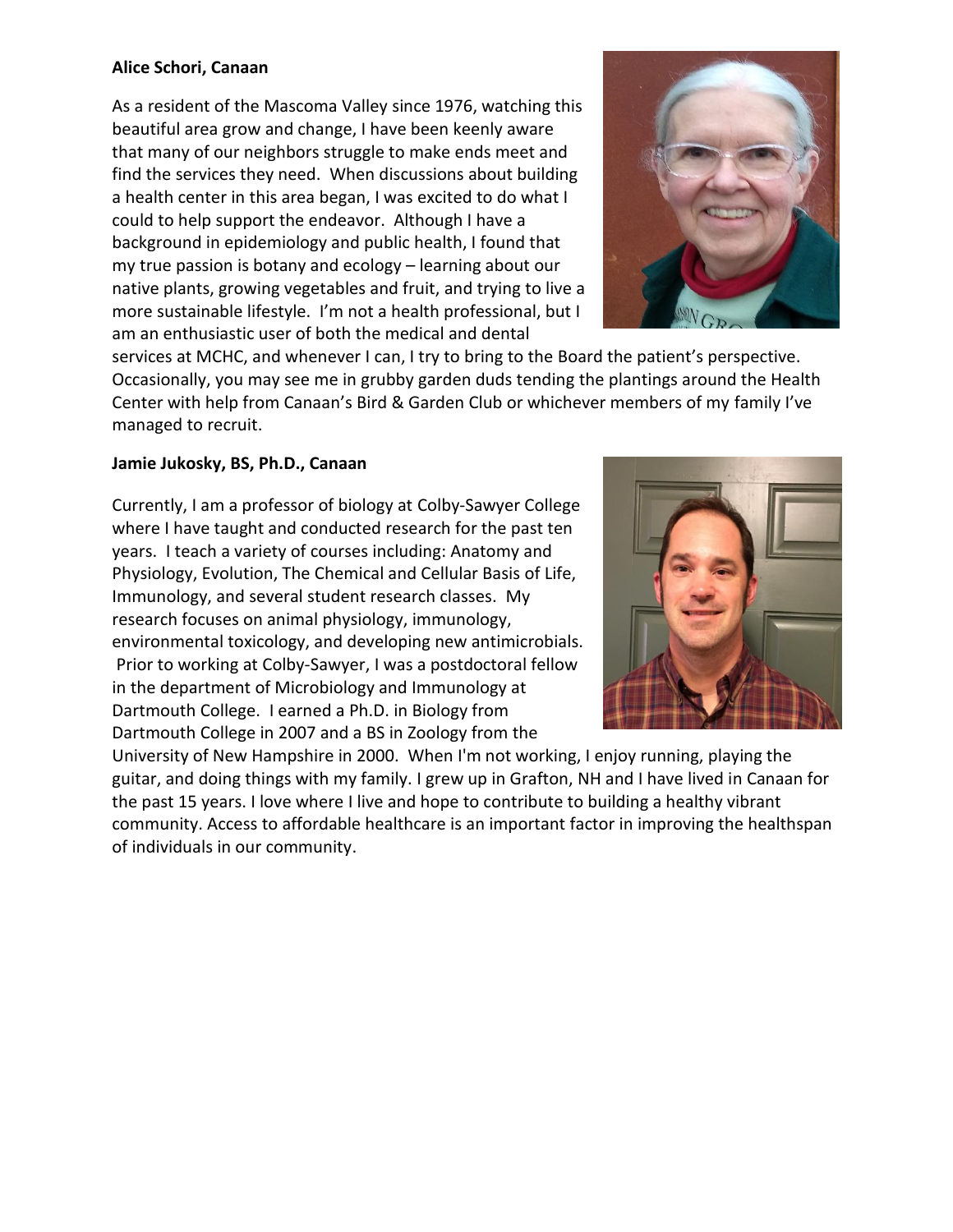**Alice Schori, Canaan**

As a resident of the Mascoma Valley since 1976, watching this beautiful area grow and change, I have been keenly aware that many of our neighbors struggle to make ends meet and find the services they need. When discussions about building a health center in this area began, I was excited to do what I could to help support the endeavor. Although I have a background in epidemiology and public health, I found that my true passion is botany and ecology – learning about our native plants, growing vegetables and fruit, and trying to live a more sustainable lifestyle. I'm not a health professional, but I am an enthusiastic user of both the medical and dental services at MCHC, and whenever I can, I try to bring to the Board the patient's perspective. Occasionally, you may see me in grubby garden duds tending the plantings around the Health Center with help from Canaan's Bird & Garden Club or whichever members of my family I've managed to recruit.

**Jamie Jukosky, BS, Ph.D., Canaan**

Currently, I am a professor of biology at Colby-Sawyer College where I have taught and conducted research for the past ten years. I teach a variety of courses including: Anatomy and Physiology, Evolution, The Chemical and Cellular Basis of Life, Immunology, and several student research classes. My research focuses on animal physiology, immunology, environmental toxicology, and developing new antimicrobials. Prior to working at Colby-Sawyer, I was a postdoctoral fellow in the department of Microbiology and Immunology at Dartmouth College. I earned a Ph.D. in Biology from Dartmouth College in 2007 and a BS in Zoology from the University of New Hampshire in 2000. When I'm not working, I enjoy running, playing the guitar, and doing things with my family. I grew up in Grafton, NH and I have lived in Canaan for the past 15 years. I love where I live and hope to contribute to building a healthy vibrant community. Access to affordable healthcare is an important factor in improving the healthspan of individuals in our community.